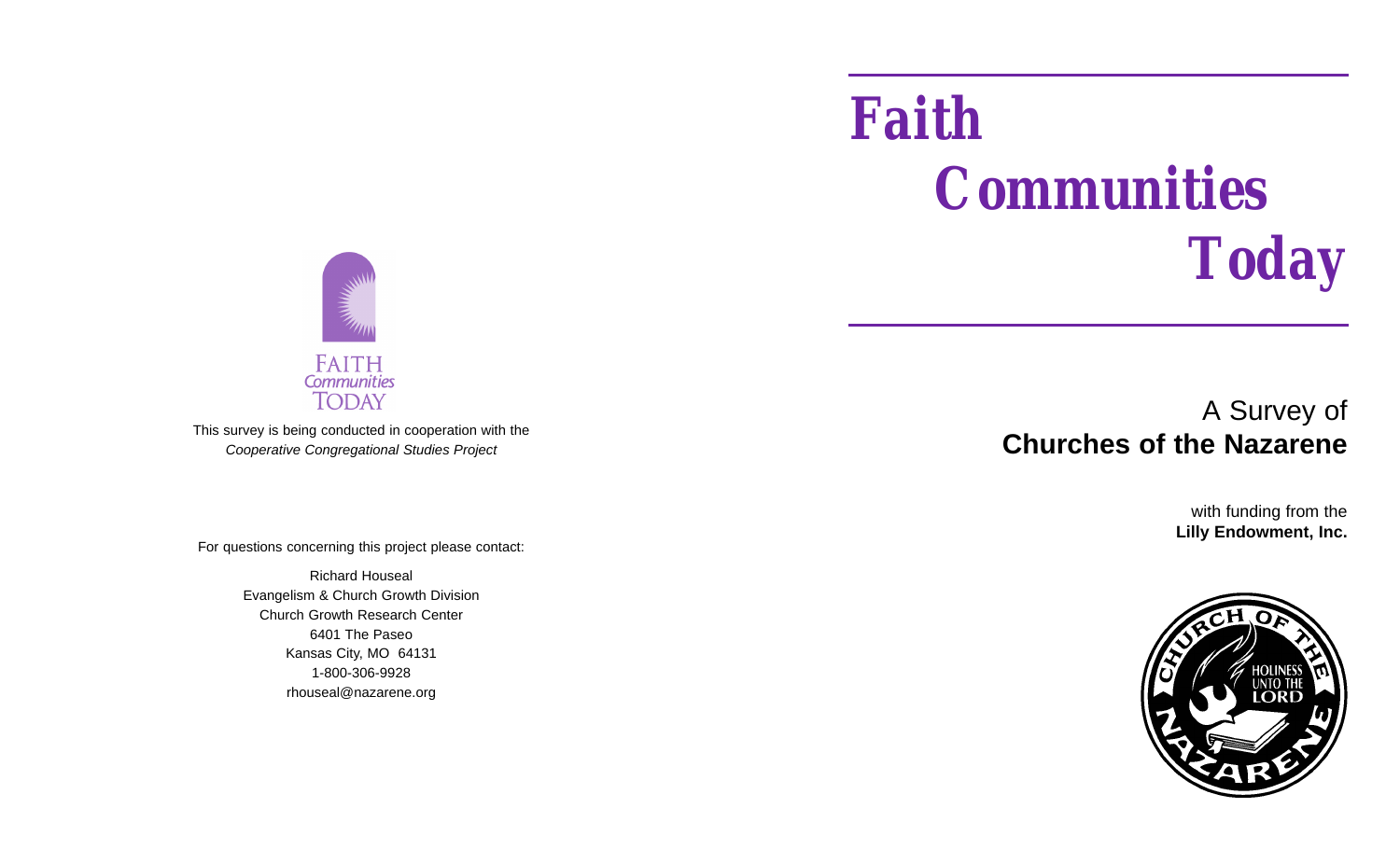# Faith Communities Today

## A Survey of **Churches of the Nazarene**

with funding from the
**Lilly Endowment, Inc.**

This survey is being conducted in cooperation with the
*Cooperative Congregational Studies Project*

For questions concerning this project please contact:

Richard Houseal
Evangelism & Church Growth Division
Church Growth Research Center
6401 The Paseo
Kansas City, MO 64131
1-800-306-9928
rhouseal@nazarene.org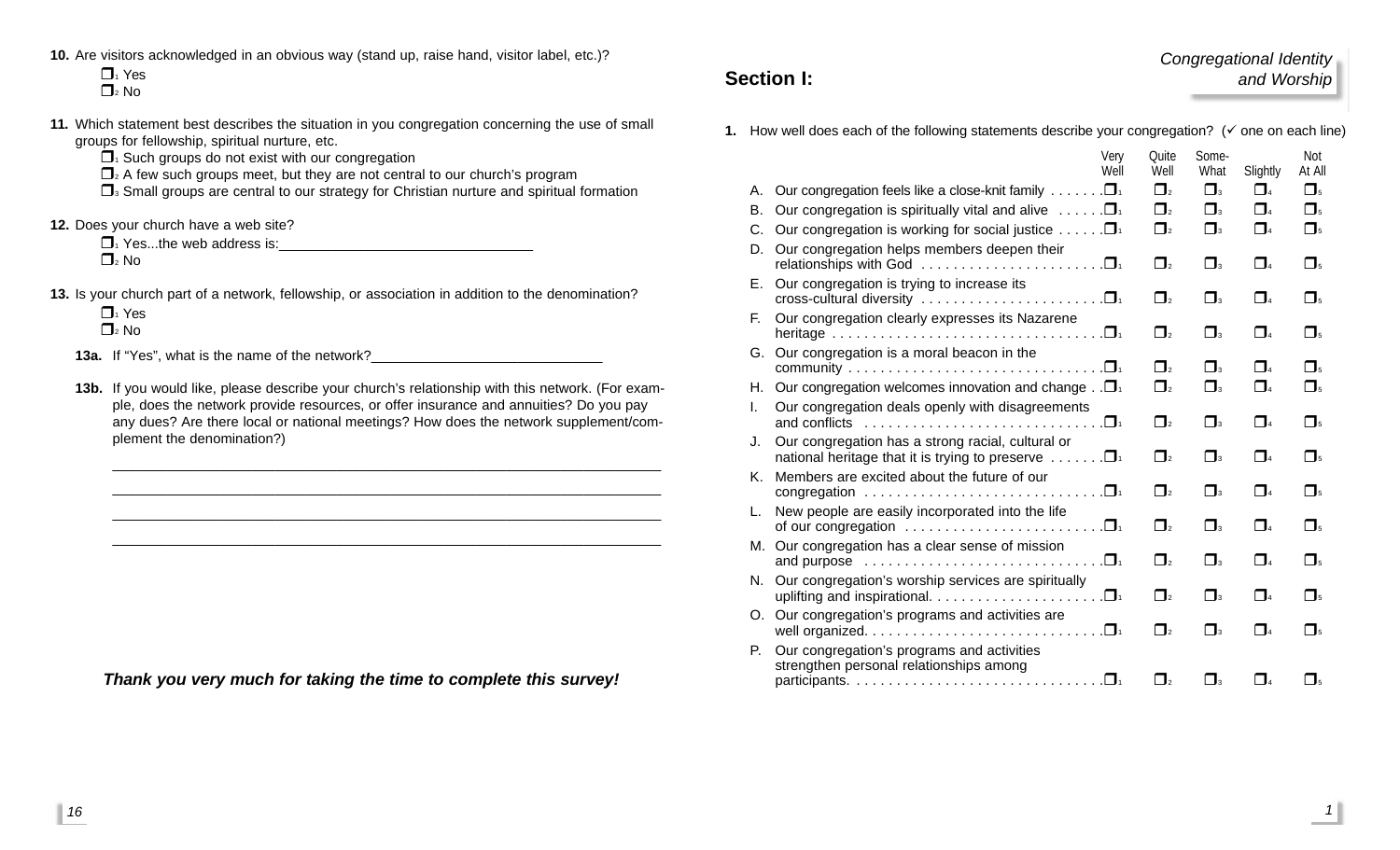**10.** Are visitors acknowledged in an obvious way (stand up, raise hand, visitor label, etc.)?

- ❐1 Yes
- ❐2 No

**11.** Which statement best describes the situation in you congregation concerning the use of small groups for fellowship, spiritual nurture, etc.

- ❐1 Such groups do not exist with our congregation
- ❐2 A few such groups meet, but they are not central to our church's program
- ❐3 Small groups are central to our strategy for Christian nurture and spiritual formation

**12.** Does your church have a web site?

- ❐1 Yes...the web address is:________________________________
- ❐2 No

**13.** Is your church part of a network, fellowship, or association in addition to the denomination?

- ❐1 Yes
- ❐2 No

**13a.** If "Yes", what is the name of the network?______________________________

**13b.** If you would like, please describe your church's relationship with this network. (For example, does the network provide resources, or offer insurance and annuities? Do you pay any dues? Are there local or national meetings? How does the network supplement/complement the denomination?)

____________________________________________________________________

____________________________________________________________________

____________________________________________________________________

____________________________________________________________________

***Thank you very much for taking the time to complete this survey!***

## Section I: *Congregational Identity and Worship*

**1.** How well does each of the following statements describe your congregation? (✓ one on each line)

| | | Very Well | Quite Well | Some-What | Slightly | Not At All |
|---|---|---|---|---|---|---|
| A. | Our congregation feels like a close-knit family | ❐1 | ❐2 | ❐3 | ❐4 | ❐5 |
| B. | Our congregation is spiritually vital and alive | ❐1 | ❐2 | ❐3 | ❐4 | ❐5 |
| C. | Our congregation is working for social justice | ❐1 | ❐2 | ❐3 | ❐4 | ❐5 |
| D. | Our congregation helps members deepen their relationships with God | ❐1 | ❐2 | ❐3 | ❐4 | ❐5 |
| E. | Our congregation is trying to increase its cross-cultural diversity | ❐1 | ❐2 | ❐3 | ❐4 | ❐5 |
| F. | Our congregation clearly expresses its Nazarene heritage | ❐1 | ❐2 | ❐3 | ❐4 | ❐5 |
| G. | Our congregation is a moral beacon in the community | ❐1 | ❐2 | ❐3 | ❐4 | ❐5 |
| H. | Our congregation welcomes innovation and change | ❐1 | ❐2 | ❐3 | ❐4 | ❐5 |
| I. | Our congregation deals openly with disagreements and conflicts | ❐1 | ❐2 | ❐3 | ❐4 | ❐5 |
| J. | Our congregation has a strong racial, cultural or national heritage that it is trying to preserve | ❐1 | ❐2 | ❐3 | ❐4 | ❐5 |
| K. | Members are excited about the future of our congregation | ❐1 | ❐2 | ❐3 | ❐4 | ❐5 |
| L. | New people are easily incorporated into the life of our congregation | ❐1 | ❐2 | ❐3 | ❐4 | ❐5 |
| M. | Our congregation has a clear sense of mission and purpose | ❐1 | ❐2 | ❐3 | ❐4 | ❐5 |
| N. | Our congregation's worship services are spiritually uplifting and inspirational. | ❐1 | ❐2 | ❐3 | ❐4 | ❐5 |
| O. | Our congregation's programs and activities are well organized. | ❐1 | ❐2 | ❐3 | ❐4 | ❐5 |
| P. | Our congregation's programs and activities strengthen personal relationships among participants. | ❐1 | ❐2 | ❐3 | ❐4 | ❐5 |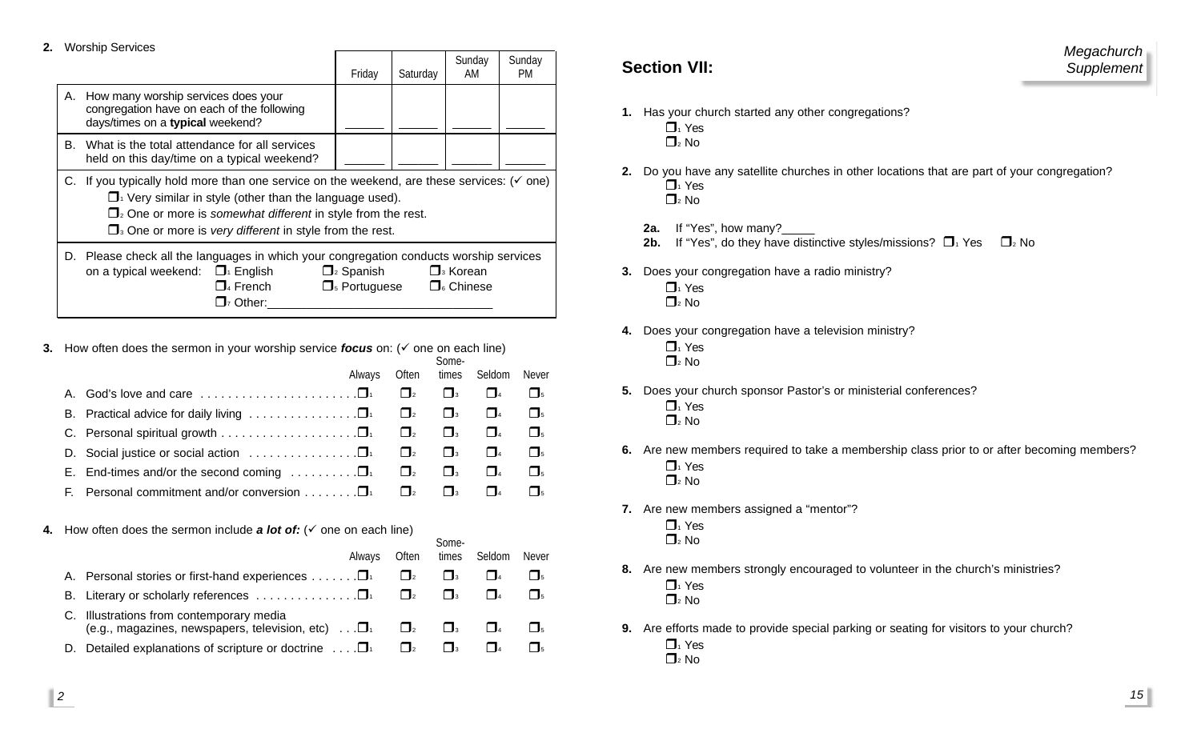**2.** Worship Services

| | Friday | Saturday | Sunday AM | Sunday PM |
|---|---|---|---|---|
| A. How many worship services does your congregation have on each of the following days/times on a **typical** weekend? | ______ | ______ | ______ | ______ |
| B. What is the total attendance for all services held on this day/time on a typical weekend? | ______ | ______ | ______ | ______ |

C. If you typically hold more than one service on the weekend, are these services: (✓ one)

- ❒1 Very similar in style (other than the language used).
- ❒2 One or more is *somewhat different* in style from the rest.
- ❒3 One or more is *very different* in style from the rest.

D. Please check all the languages in which your congregation conducts worship services on a typical weekend:

- ❒1 English
- ❒2 Spanish
- ❒3 Korean
- ❒4 French
- ❒5 Portuguese
- ❒6 Chinese
- ❒7 Other:________________________________

**3.** How often does the sermon in your worship service ***focus*** on: (✓ one on each line)

| | Always | Often | Some-times | Seldom | Never |
|---|---|---|---|---|---|
| A. God's love and care | ❒1 | ❒2 | ❒3 | ❒4 | ❒5 |
| B. Practical advice for daily living | ❒1 | ❒2 | ❒3 | ❒4 | ❒5 |
| C. Personal spiritual growth | ❒1 | ❒2 | ❒3 | ❒4 | ❒5 |
| D. Social justice or social action | ❒1 | ❒2 | ❒3 | ❒4 | ❒5 |
| E. End-times and/or the second coming | ❒1 | ❒2 | ❒3 | ❒4 | ❒5 |
| F. Personal commitment and/or conversion | ❒1 | ❒2 | ❒3 | ❒4 | ❒5 |

**4.** How often does the sermon include ***a lot of:*** (✓ one on each line)

| | Always | Often | Some-times | Seldom | Never |
|---|---|---|---|---|---|
| A. Personal stories or first-hand experiences | ❒1 | ❒2 | ❒3 | ❒4 | ❒5 |
| B. Literary or scholarly references | ❒1 | ❒2 | ❒3 | ❒4 | ❒5 |
| C. Illustrations from contemporary media (e.g., magazines, newspapers, television, etc) | ❒1 | ❒2 | ❒3 | ❒4 | ❒5 |
| D. Detailed explanations of scripture or doctrine | ❒1 | ❒2 | ❒3 | ❒4 | ❒5 |

## Section VII:

*Megachurch Supplement*

**1.** Has your church started any other congregations?
- ❒1 Yes
- ❒2 No

**2.** Do you have any satellite churches in other locations that are part of your congregation?
- ❒1 Yes
- ❒2 No

**2a.** If "Yes", how many?_____

**2b.** If "Yes", do they have distinctive styles/missions? ❒1 Yes ❒2 No

**3.** Does your congregation have a radio ministry?
- ❒1 Yes
- ❒2 No

**4.** Does your congregation have a television ministry?
- ❒1 Yes
- ❒2 No

**5.** Does your church sponsor Pastor's or ministerial conferences?
- ❒1 Yes
- ❒2 No

**6.** Are new members required to take a membership class prior to or after becoming members?
- ❒1 Yes
- ❒2 No

**7.** Are new members assigned a "mentor"?
- ❒1 Yes
- ❒2 No

**8.** Are new members strongly encouraged to volunteer in the church's ministries?
- ❒1 Yes
- ❒2 No

**9.** Are efforts made to provide special parking or seating for visitors to your church?
- ❒1 Yes
- ❒2 No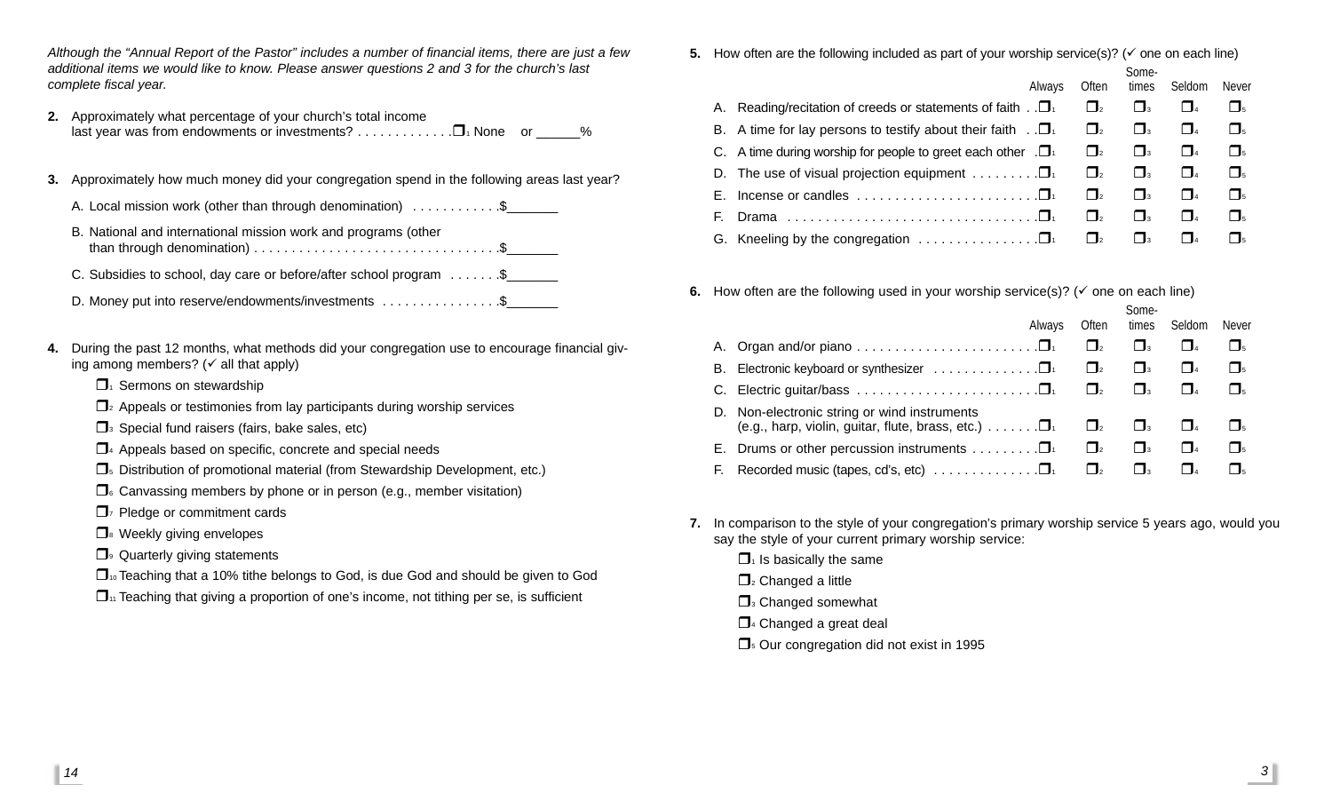*Although the "Annual Report of the Pastor" includes a number of financial items, there are just a few additional items we would like to know. Please answer questions 2 and 3 for the church's last complete fiscal year.*

**2.** Approximately what percentage of your church's total income last year was from endowments or investments? . . . . . . . . . . . . . ❒1 None or ______%

**3.** Approximately how much money did your congregation spend in the following areas last year?

A. Local mission work (other than through denomination) . . . . . . . . . . . .$_______

B. National and international mission work and programs (other than through denomination) . . . . . . . . . . . . . . . . . . . . . . . . . . . . . . . . .$_______

C. Subsidies to school, day care or before/after school program . . . . . . .$_______

D. Money put into reserve/endowments/investments . . . . . . . . . . . . . . . .$_______

**4.** During the past 12 months, what methods did your congregation use to encourage financial giving among members? (✓ all that apply)

- ❒1 Sermons on stewardship
- ❒2 Appeals or testimonies from lay participants during worship services
- ❒3 Special fund raisers (fairs, bake sales, etc)
- ❒4 Appeals based on specific, concrete and special needs
- ❒5 Distribution of promotional material (from Stewardship Development, etc.)
- ❒6 Canvassing members by phone or in person (e.g., member visitation)
- ❒7 Pledge or commitment cards
- ❒8 Weekly giving envelopes
- ❒9 Quarterly giving statements
- ❒10 Teaching that a 10% tithe belongs to God, is due God and should be given to God
- ❒11 Teaching that giving a proportion of one's income, not tithing per se, is sufficient

**5.** How often are the following included as part of your worship service(s)? (✓ one on each line)

| | Always | Often | Some-times | Seldom | Never |
|---|---|---|---|---|---|
| A. Reading/recitation of creeds or statements of faith | ❒1 | ❒2 | ❒3 | ❒4 | ❒5 |
| B. A time for lay persons to testify about their faith | ❒1 | ❒2 | ❒3 | ❒4 | ❒5 |
| C. A time during worship for people to greet each other | ❒1 | ❒2 | ❒3 | ❒4 | ❒5 |
| D. The use of visual projection equipment | ❒1 | ❒2 | ❒3 | ❒4 | ❒5 |
| E. Incense or candles | ❒1 | ❒2 | ❒3 | ❒4 | ❒5 |
| F. Drama | ❒1 | ❒2 | ❒3 | ❒4 | ❒5 |
| G. Kneeling by the congregation | ❒1 | ❒2 | ❒3 | ❒4 | ❒5 |

**6.** How often are the following used in your worship service(s)? (✓ one on each line)

| | Always | Often | Some-times | Seldom | Never |
|---|---|---|---|---|---|
| A. Organ and/or piano | ❒1 | ❒2 | ❒3 | ❒4 | ❒5 |
| B. Electronic keyboard or synthesizer | ❒1 | ❒2 | ❒3 | ❒4 | ❒5 |
| C. Electric guitar/bass | ❒1 | ❒2 | ❒3 | ❒4 | ❒5 |
| D. Non-electronic string or wind instruments (e.g., harp, violin, guitar, flute, brass, etc.) | ❒1 | ❒2 | ❒3 | ❒4 | ❒5 |
| E. Drums or other percussion instruments | ❒1 | ❒2 | ❒3 | ❒4 | ❒5 |
| F. Recorded music (tapes, cd's, etc) | ❒1 | ❒2 | ❒3 | ❒4 | ❒5 |

**7.** In comparison to the style of your congregation's primary worship service 5 years ago, would you say the style of your current primary worship service:

- ❒1 Is basically the same
- ❒2 Changed a little
- ❒3 Changed somewhat
- ❒4 Changed a great deal
- ❒5 Our congregation did not exist in 1995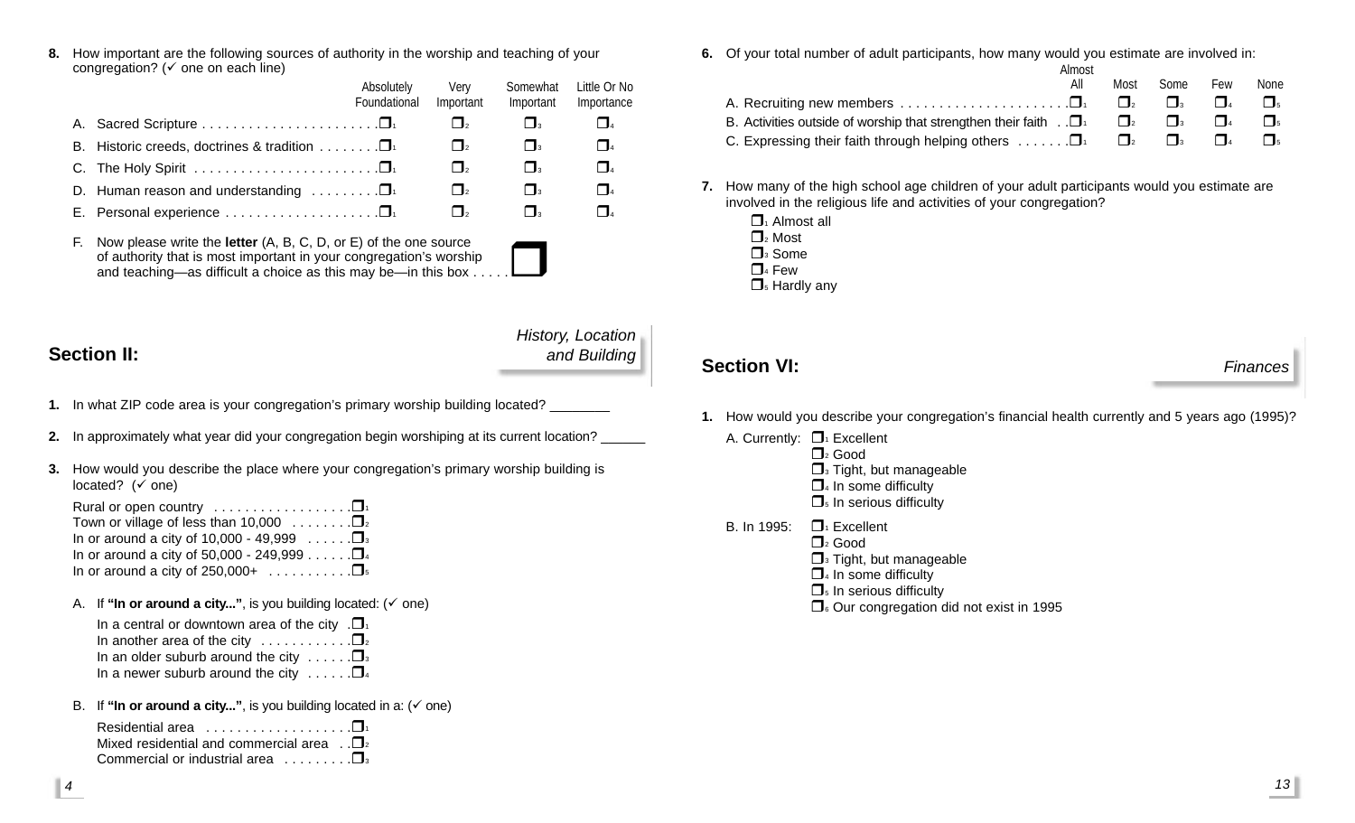8. How important are the following sources of authority in the worship and teaching of your congregation? (✓ one on each line)

| | Absolutely Foundational | Very Important | Somewhat Important | Little Or No Importance |
|---|---|---|---|---|
| A. Sacred Scripture | ❒1 | ❒2 | ❒3 | ❒4 |
| B. Historic creeds, doctrines & tradition | ❒1 | ❒2 | ❒3 | ❒4 |
| C. The Holy Spirit | ❒1 | ❒2 | ❒3 | ❒4 |
| D. Human reason and understanding | ❒1 | ❒2 | ❒3 | ❒4 |
| E. Personal experience | ❒1 | ❒2 | ❒3 | ❒4 |

F. Now please write the **letter** (A, B, C, D, or E) of the one source of authority that is most important in your congregation's worship and teaching—as difficult a choice as this may be—in this box . . . . . ❒

## Section II: *History, Location and Building*

1. In what ZIP code area is your congregation's primary worship building located? ________

2. In approximately what year did your congregation begin worshiping at its current location? ______

3. How would your describe the place where your congregation's primary worship building is located? (✓ one)

Rural or open country . . . . . . . . . . . . . . . . . . ❒1
Town or village of less than 10,000 . . . . . . . . ❒2
In or around a city of 10,000 - 49,999 . . . . . . ❒3
In or around a city of 50,000 - 249,999 . . . . . . ❒4
In or around a city of 250,000+ . . . . . . . . . . . ❒5

A. If **"In or around a city..."**, is you building located: (✓ one)

In a central or downtown area of the city . ❒1
In another area of the city . . . . . . . . . . . . ❒2
In an older suburb around the city . . . . . . ❒3
In a newer suburb around the city . . . . . . ❒4

B. If **"In or around a city..."**, is you building located in a: (✓ one)

Residential area . . . . . . . . . . . . . . . . . . . ❒1
Mixed residential and commercial area . . ❒2
Commercial or industrial area . . . . . . . . . ❒3

6. Of your total number of adult participants, how many would you estimate are involved in:

| | Almost All | Most | Some | Few | None |
|---|---|---|---|---|---|
| A. Recruiting new members | ❒1 | ❒2 | ❒3 | ❒4 | ❒5 |
| B. Activities outside of worship that strengthen their faith | ❒1 | ❒2 | ❒3 | ❒4 | ❒5 |
| C. Expressing their faith through helping others | ❒1 | ❒2 | ❒3 | ❒4 | ❒5 |

7. How many of the high school age children of your adult participants would you estimate are involved in the religious life and activities of your congregation?

❒1 Almost all
❒2 Most
❒3 Some
❒4 Few
❒5 Hardly any

## Section VI: *Finances*

1. How would you describe your congregation's financial health currently and 5 years ago (1995)?

A. Currently:
❒1 Excellent
❒2 Good
❒3 Tight, but manageable
❒4 In some difficulty
❒5 In serious difficulty

B. In 1995:
❒1 Excellent
❒2 Good
❒3 Tight, but manageable
❒4 In some difficulty
❒5 In serious difficulty
❒6 Our congregation did not exist in 1995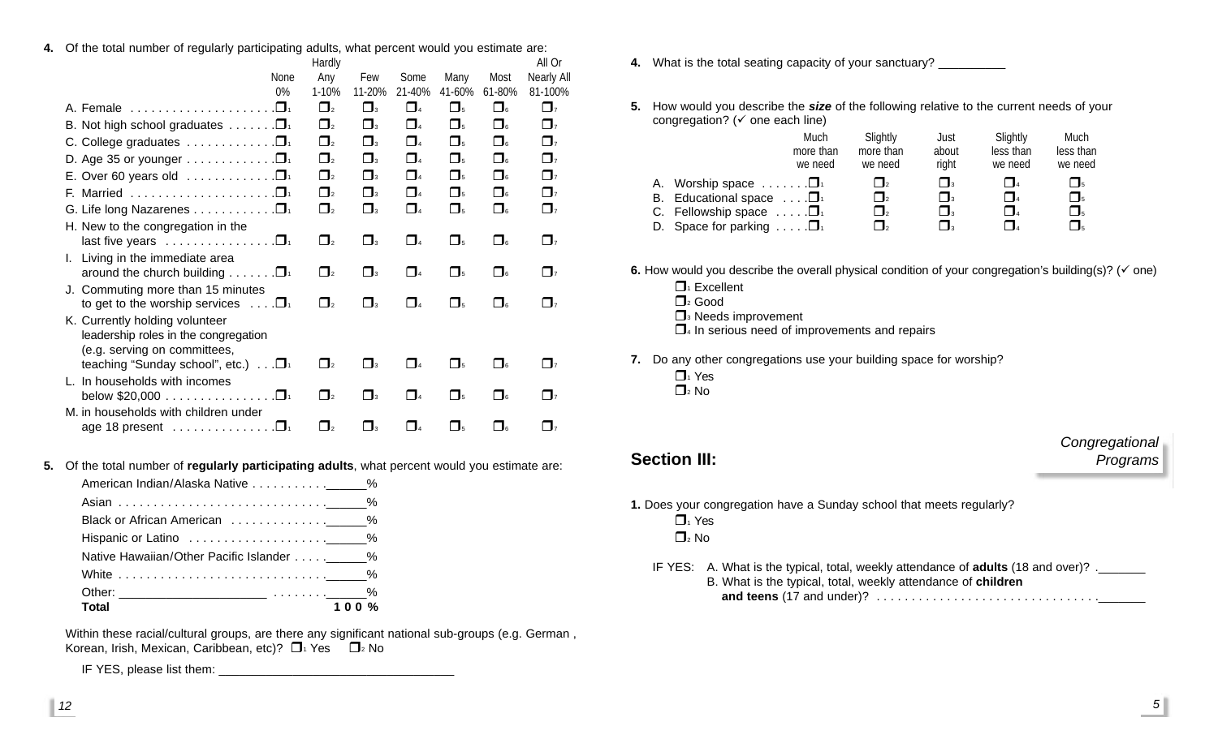**4.** Of the total number of regularly participating adults, what percent would you estimate are:

| | None 0% | Hardly Any 1-10% | Few 11-20% | Some 21-40% | Many 41-60% | Most 61-80% | All Or Nearly All 81-100% |
|---|---|---|---|---|---|---|---|
| A. Female | ❐1 | ❐2 | ❐3 | ❐4 | ❐5 | ❐6 | ❐7 |
| B. Not high school graduates | ❐1 | ❐2 | ❐3 | ❐4 | ❐5 | ❐6 | ❐7 |
| C. College graduates | ❐1 | ❐2 | ❐3 | ❐4 | ❐5 | ❐6 | ❐7 |
| D. Age 35 or younger | ❐1 | ❐2 | ❐3 | ❐4 | ❐5 | ❐6 | ❐7 |
| E. Over 60 years old | ❐1 | ❐2 | ❐3 | ❐4 | ❐5 | ❐6 | ❐7 |
| F. Married | ❐1 | ❐2 | ❐3 | ❐4 | ❐5 | ❐6 | ❐7 |
| G. Life long Nazarenes | ❐1 | ❐2 | ❐3 | ❐4 | ❐5 | ❐6 | ❐7 |
| H. New to the congregation in the last five years | ❐1 | ❐2 | ❐3 | ❐4 | ❐5 | ❐6 | ❐7 |
| I. Living in the immediate area around the church building | ❐1 | ❐2 | ❐3 | ❐4 | ❐5 | ❐6 | ❐7 |
| J. Commuting more than 15 minutes to get to the worship services | ❐1 | ❐2 | ❐3 | ❐4 | ❐5 | ❐6 | ❐7 |
| K. Currently holding volunteer leadership roles in the congregation (e.g. serving on committees, teaching "Sunday school", etc.) | ❐1 | ❐2 | ❐3 | ❐4 | ❐5 | ❐6 | ❐7 |
| L. In households with incomes below $20,000 | ❐1 | ❐2 | ❐3 | ❐4 | ❐5 | ❐6 | ❐7 |
| M. in households with children under age 18 present | ❐1 | ❐2 | ❐3 | ❐4 | ❐5 | ❐6 | ❐7 |

**5.** Of the total number of **regularly participating adults**, what percent would you estimate are:

American Indian/Alaska Native . . . . . . . . . . . ______%
Asian . . . . . . . . . . . . . . . . . . . . . . . . . . . . . ______%
Black or African American . . . . . . . . . . . . . . ______%
Hispanic or Latino . . . . . . . . . . . . . . . . . . . . ______%
Native Hawaiian/Other Pacific Islander . . . . . ______%
White . . . . . . . . . . . . . . . . . . . . . . . . . . . . . ______%
Other: ____________________ . . . . . . . . ______%
**Total** **1 0 0 %**

Within these racial/cultural groups, are there any significant national sub-groups (e.g. German , Korean, Irish, Mexican, Caribbean, etc)? ❐1 Yes ❐2 No

IF YES, please list them: ________________________________

**4.** What is the total seating capacity of your sanctuary? __________

**5.** How would you describe the ***size*** of the following relative to the current needs of your congregation? (✓ one each line)

| | Much more than we need | Slightly more than we need | Just about right | Slightly less than we need | Much less than we need |
|---|---|---|---|---|---|
| A. Worship space | ❐1 | ❐2 | ❐3 | ❐4 | ❐5 |
| B. Educational space | ❐1 | ❐2 | ❐3 | ❐4 | ❐5 |
| C. Fellowship space | ❐1 | ❐2 | ❐3 | ❐4 | ❐5 |
| D. Space for parking | ❐1 | ❐2 | ❐3 | ❐4 | ❐5 |

**6.** How would you describe the overall physical condition of your congregation's building(s)? (✓ one)

❐1 Excellent
❐2 Good
❐3 Needs improvement
❐4 In serious need of improvements and repairs

**7.** Do any other congregations use your building space for worship?

❐1 Yes
❐2 No

## Section III: *Congregational Programs*

**1.** Does your congregation have a Sunday school that meets regularly?

❐1 Yes
❐2 No

IF YES: A. What is the typical, total, weekly attendance of **adults** (18 and over)? ._______
B. What is the typical, total, weekly attendance of **children and teens** (17 and under)? . . . . . . . . . . . . . . . . . . . . . . . . . . . . . . . ._______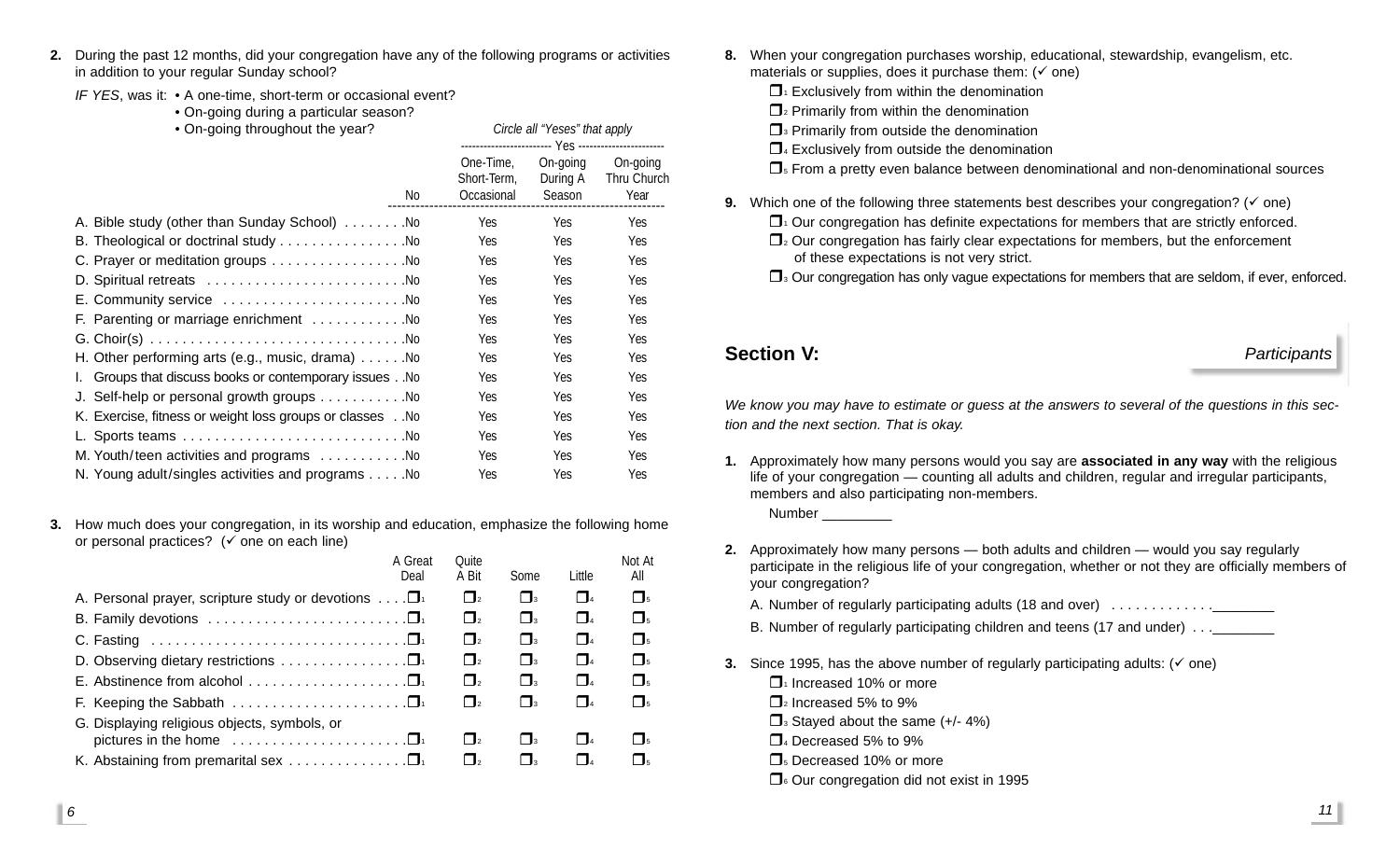**2.** During the past 12 months, did your congregation have any of the following programs or activities in addition to your regular Sunday school?

*IF YES*, was it:
- A one-time, short-term or occasional event?
- On-going during a particular season?
- On-going throughout the year?

*Circle all "Yeses" that apply*

| | No | Yes: One-Time, Short-Term, Occasional | Yes: On-going During A Season | Yes: On-going Thru Church Year |
|---|---|---|---|---|
| A. Bible study (other than Sunday School) | No | Yes | Yes | Yes |
| B. Theological or doctrinal study | No | Yes | Yes | Yes |
| C. Prayer or meditation groups | No | Yes | Yes | Yes |
| D. Spiritual retreats | No | Yes | Yes | Yes |
| E. Community service | No | Yes | Yes | Yes |
| F. Parenting or marriage enrichment | No | Yes | Yes | Yes |
| G. Choir(s) | No | Yes | Yes | Yes |
| H. Other performing arts (e.g., music, drama) | No | Yes | Yes | Yes |
| I. Groups that discuss books or contemporary issues | No | Yes | Yes | Yes |
| J. Self-help or personal growth groups | No | Yes | Yes | Yes |
| K. Exercise, fitness or weight loss groups or classes | No | Yes | Yes | Yes |
| L. Sports teams | No | Yes | Yes | Yes |
| M. Youth/teen activities and programs | No | Yes | Yes | Yes |
| N. Young adult/singles activities and programs | No | Yes | Yes | Yes |

**3.** How much does your congregation, in its worship and education, emphasize the following home or personal practices? (✓ one on each line)

| | A Great Deal | Quite A Bit | Some | Little | Not At All |
|---|---|---|---|---|---|
| A. Personal prayer, scripture study or devotions | ❒1 | ❒2 | ❒3 | ❒4 | ❒5 |
| B. Family devotions | ❒1 | ❒2 | ❒3 | ❒4 | ❒5 |
| C. Fasting | ❒1 | ❒2 | ❒3 | ❒4 | ❒5 |
| D. Observing dietary restrictions | ❒1 | ❒2 | ❒3 | ❒4 | ❒5 |
| E. Abstinence from alcohol | ❒1 | ❒2 | ❒3 | ❒4 | ❒5 |
| F. Keeping the Sabbath | ❒1 | ❒2 | ❒3 | ❒4 | ❒5 |
| G. Displaying religious objects, symbols, or pictures in the home | ❒1 | ❒2 | ❒3 | ❒4 | ❒5 |
| K. Abstaining from premarital sex | ❒1 | ❒2 | ❒3 | ❒4 | ❒5 |

**8.** When your congregation purchases worship, educational, stewardship, evangelism, etc. materials or supplies, does it purchase them: (✓ one)

- ❒1 Exclusively from within the denomination
- ❒2 Primarily from within the denomination
- ❒3 Primarily from outside the denomination
- ❒4 Exclusively from outside the denomination
- ❒5 From a pretty even balance between denominational and non-denominational sources

**9.** Which one of the following three statements best describes your congregation? (✓ one)

- ❒1 Our congregation has definite expectations for members that are strictly enforced.
- ❒2 Our congregation has fairly clear expectations for members, but the enforcement of these expectations is not very strict.
- ❒3 Our congregation has only vague expectations for members that are seldom, if ever, enforced.

## Section V: *Participants*

*We know you may have to estimate or guess at the answers to several of the questions in this section and the next section. That is okay.*

**1.** Approximately how many persons would you say are **associated in any way** with the religious life of your congregation — counting all adults and children, regular and irregular participants, members and also participating non-members.

Number _________

**2.** Approximately how many persons — both adults and children — would you say regularly participate in the religious life of your congregation, whether or not they are officially members of your congregation?

A. Number of regularly participating adults (18 and over) ________

B. Number of regularly participating children and teens (17 and under) ________

**3.** Since 1995, has the above number of regularly participating adults: (✓ one)

- ❒1 Increased 10% or more
- ❒2 Increased 5% to 9%
- ❒3 Stayed about the same (+/- 4%)
- ❒4 Decreased 5% to 9%
- ❒5 Decreased 10% or more
- ❒6 Our congregation did not exist in 1995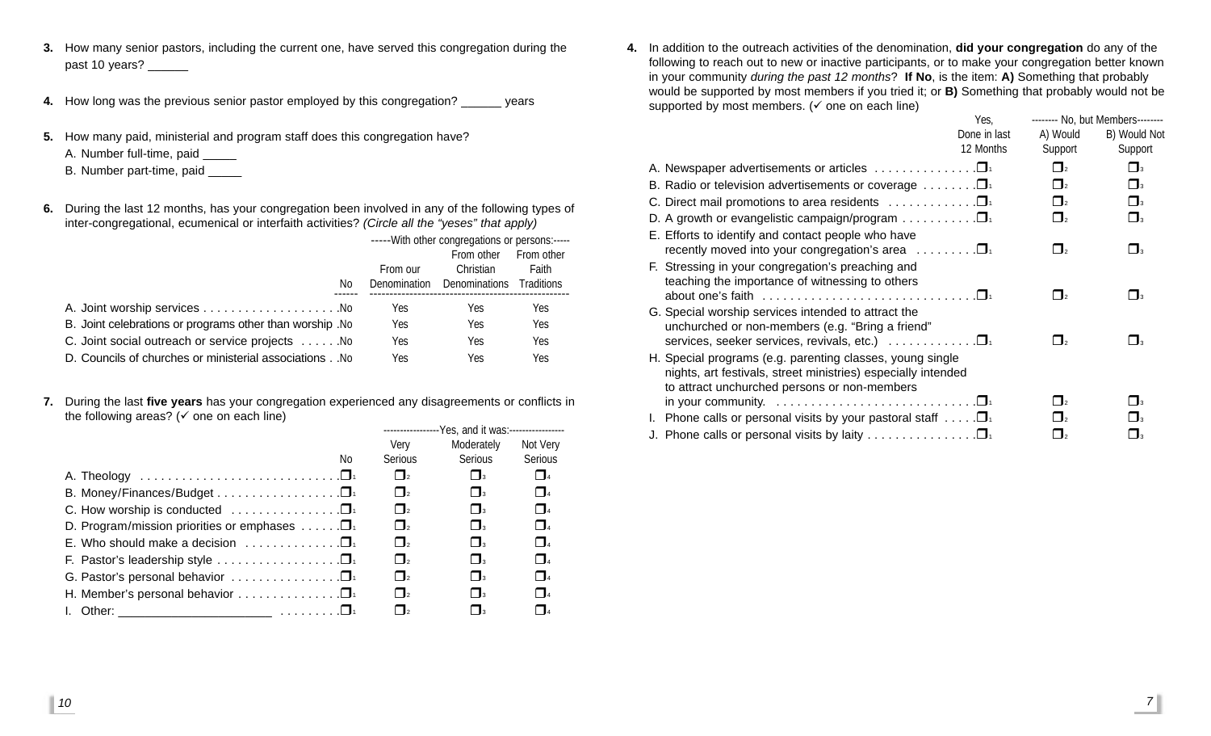**3.** How many senior pastors, including the current one, have served this congregation during the past 10 years? ______

**4.** How long was the previous senior pastor employed by this congregation? ______ years

**5.** How many paid, ministerial and program staff does this congregation have?

A. Number full-time, paid _____

B. Number part-time, paid _____

**6.** During the last 12 months, has your congregation been involved in any of the following types of inter-congregational, ecumenical or interfaith activities? *(Circle all the "yeses" that apply)*

| | No | -----With other congregations or persons:----- | | |
|---|---|---|---|---|
| | | From our Denomination | From other Christian Denominations | From other Faith Traditions |
| A. Joint worship services | No | Yes | Yes | Yes |
| B. Joint celebrations or programs other than worship | No | Yes | Yes | Yes |
| C. Joint social outreach or service projects | No | Yes | Yes | Yes |
| D. Councils of churches or ministerial associations | No | Yes | Yes | Yes |

**7.** During the last **five years** has your congregation experienced any disagreements or conflicts in the following areas? (✓ one on each line)

| | No | -----Yes, and it was:----- | | |
|---|---|---|---|---|
| | | Very Serious | Moderately Serious | Not Very Serious |
| A. Theology | ❐1 | ❐2 | ❐3 | ❐4 |
| B. Money/Finances/Budget | ❐1 | ❐2 | ❐3 | ❐4 |
| C. How worship is conducted | ❐1 | ❐2 | ❐3 | ❐4 |
| D. Program/mission priorities or emphases | ❐1 | ❐2 | ❐3 | ❐4 |
| E. Who should make a decision | ❐1 | ❐2 | ❐3 | ❐4 |
| F. Pastor's leadership style | ❐1 | ❐2 | ❐3 | ❐4 |
| G. Pastor's personal behavior | ❐1 | ❐2 | ❐3 | ❐4 |
| H. Member's personal behavior | ❐1 | ❐2 | ❐3 | ❐4 |
| I. Other: ______________________ | ❐1 | ❐2 | ❐3 | ❐4 |

**4.** In addition to the outreach activities of the denomination, **did your congregation** do any of the following to reach out to new or inactive participants, or to make your congregation better known in your community *during the past 12 months*? **If No**, is the item: **A)** Something that probably would be supported by most members if you tried it; or **B)** Something that probably would not be supported by most members. (✓ one on each line)

| | Yes, Done in last 12 Months | -------- No, but Members-------- | |
|---|---|---|---|
| | | A) Would Support | B) Would Not Support |
| A. Newspaper advertisements or articles | ❐1 | ❐2 | ❐3 |
| B. Radio or television advertisements or coverage | ❐1 | ❐2 | ❐3 |
| C. Direct mail promotions to area residents | ❐1 | ❐2 | ❐3 |
| D. A growth or evangelistic campaign/program | ❐1 | ❐2 | ❐3 |
| E. Efforts to identify and contact people who have recently moved into your congregation's area | ❐1 | ❐2 | ❐3 |
| F. Stressing in your congregation's preaching and teaching the importance of witnessing to others about one's faith | ❐1 | ❐2 | ❐3 |
| G. Special worship services intended to attract the unchurched or non-members (e.g. "Bring a friend" services, seeker services, revivals, etc.) | ❐1 | ❐2 | ❐3 |
| H. Special programs (e.g. parenting classes, young single nights, art festivals, street ministries) especially intended to attract unchurched persons or non-members in your community. | ❐1 | ❐2 | ❐3 |
| I. Phone calls or personal visits by your pastoral staff | ❐1 | ❐2 | ❐3 |
| J. Phone calls or personal visits by laity | ❐1 | ❐2 | ❐3 |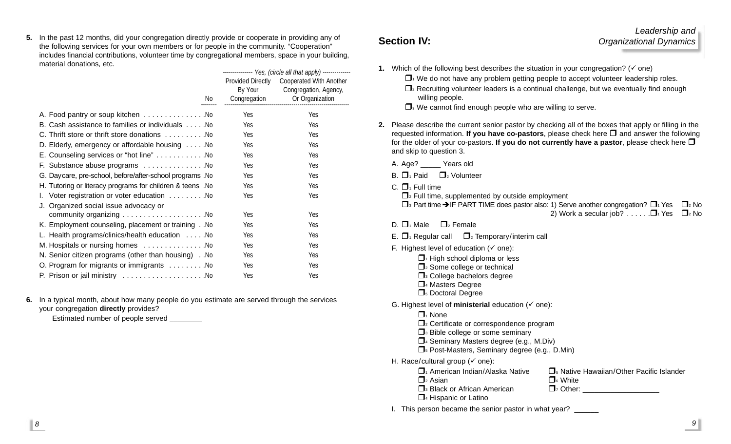**5.** In the past 12 months, did your congregation directly provide or cooperate in providing any of the following services for your own members or for people in the community. "Cooperation" includes financial contributions, volunteer time by congregational members, space in your building, material donations, etc.

| | No | Yes, (circle all that apply): Provided Directly By Your Congregation | Cooperated With Another Congregation, Agency, Or Organization |
|---|---|---|---|
| A. Food pantry or soup kitchen | No | Yes | Yes |
| B. Cash assistance to families or individuals | No | Yes | Yes |
| C. Thrift store or thrift store donations | No | Yes | Yes |
| D. Elderly, emergency or affordable housing | No | Yes | Yes |
| E. Counseling services or "hot line" | No | Yes | Yes |
| F. Substance abuse programs | No | Yes | Yes |
| G. Daycare, pre-school, before/after-school programs | No | Yes | Yes |
| H. Tutoring or literacy programs for children & teens | No | Yes | Yes |
| I. Voter registration or voter education | No | Yes | Yes |
| J. Organized social issue advocacy or community organizing | No | Yes | Yes |
| K. Employment counseling, placement or training | No | Yes | Yes |
| L. Health programs/clinics/health education | No | Yes | Yes |
| M. Hospitals or nursing homes | No | Yes | Yes |
| N. Senior citizen programs (other than housing) | No | Yes | Yes |
| O. Program for migrants or immigrants | No | Yes | Yes |
| P. Prison or jail ministry | No | Yes | Yes |

**6.** In a typical month, about how many people do you estimate are served through the services your congregation **directly** provides?

Estimated number of people served ________

## Section IV: *Leadership and Organizational Dynamics*

**1.** Which of the following best describes the situation in your congregation? (✓ one)

- ❒1 We do not have any problem getting people to accept volunteer leadership roles.
- ❒2 Recruiting volunteer leaders is a continual challenge, but we eventually find enough willing people.
- ❒3 We cannot find enough people who are willing to serve.

**2.** Please describe the current senior pastor by checking all of the boxes that apply or filling in the requested information. **If you have co-pastors**, please check here ❒ and answer the following for the older of your co-pastors. **If you do not currently have a pastor**, please check here ❒ and skip to question 3.

A. Age? _____ Years old

B. ❒1 Paid ❒2 Volunteer

C. ❒1 Full time
❒2 Full time, supplemented by outside employment
❒3 Part time ➔IF PART TIME does pastor also: 1) Serve another congregation? ❒1 Yes ❒2 No
2) Work a secular job? ❒1 Yes ❒2 No

D. ❒1 Male ❒2 Female

E. ❒1 Regular call ❒2 Temporary/interim call

F. Highest level of education (✓ one):

- ❒1 High school diploma or less
- ❒2 Some college or technical
- ❒3 College bachelors degree
- ❒4 Masters Degree
- ❒5 Doctoral Degree

G. Highest level of **ministerial** education (✓ one):

- ❒1 None
- ❒2 Certificate or correspondence program
- ❒3 Bible college or some seminary
- ❒4 Seminary Masters degree (e.g., M.Div)
- ❒5 Post-Masters, Seminary degree (e.g., D.Min)

H. Race/cultural group (✓ one):

- ❒1 American Indian/Alaska Native
- ❒2 Asian
- ❒3 Black or African American
- ❒4 Hispanic or Latino
- ❒5 Native Hawaiian/Other Pacific Islander
- ❒6 White
- ❒7 Other: __________________

I. This person became the senior pastor in what year? ______